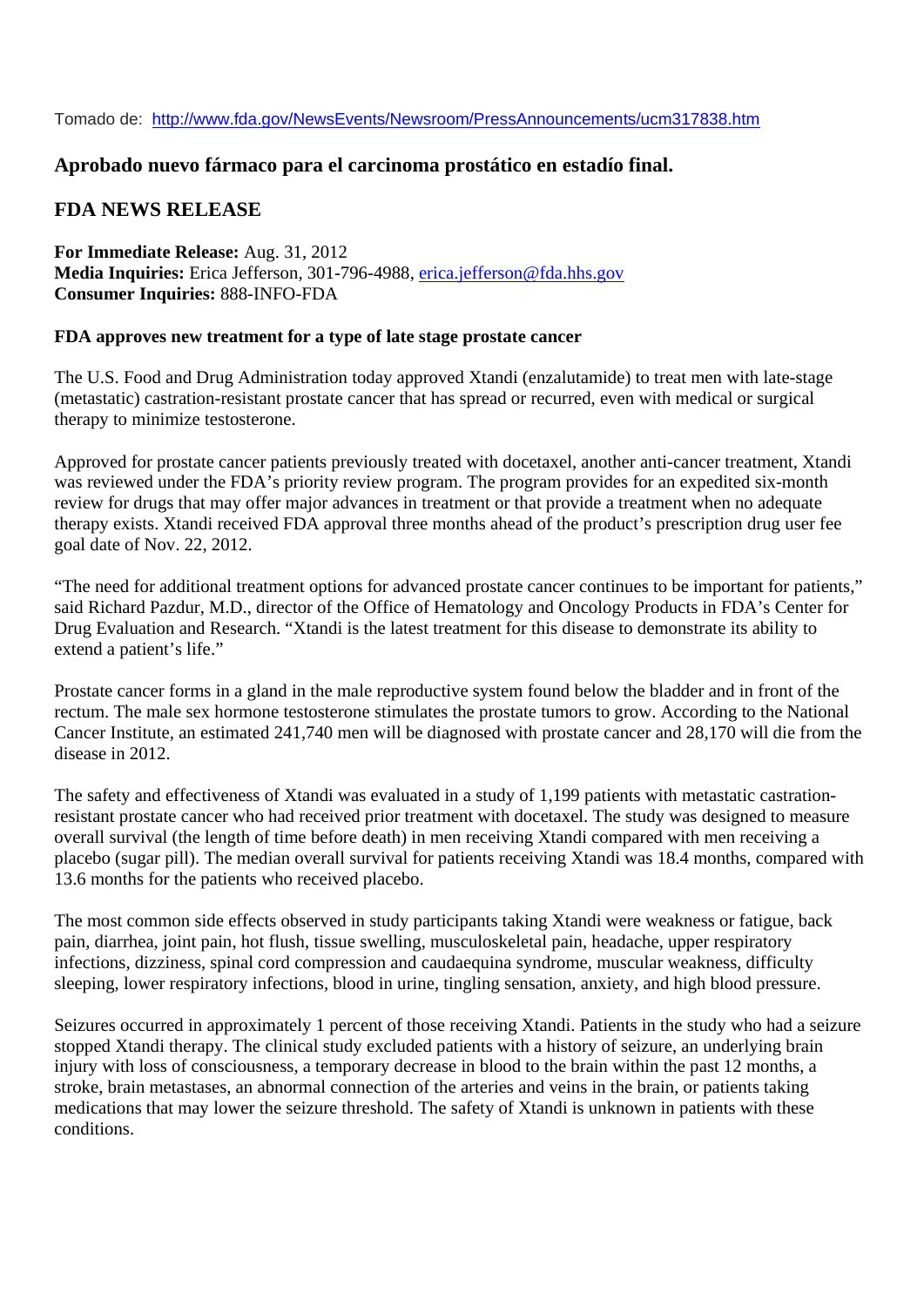Tomado de: [http://www.fda.gov/NewsEvents/Newsroom/PressAnnouncements/ucm317838.htm](http://www.fda.gov/NewsEvents/Newsroom/PressAnnouncements/ucm317838.htm)

## Aprobado nuevo fármaco para el carcinoma prostático en estadío final.

## FDA NEWS RELEASE

**For Immediate Release:** Aug. 31, 2012
**Media Inquiries:** Erica Jefferson, 301-796-4988, erica.jefferson@fda.hhs.gov
**Consumer Inquiries:** 888-INFO-FDA

**FDA approves new treatment for a type of late stage prostate cancer**

The U.S. Food and Drug Administration today approved Xtandi (enzalutamide) to treat men with late-stage (metastatic) castration-resistant prostate cancer that has spread or recurred, even with medical or surgical therapy to minimize testosterone.

Approved for prostate cancer patients previously treated with docetaxel, another anti-cancer treatment, Xtandi was reviewed under the FDA's priority review program. The program provides for an expedited six-month review for drugs that may offer major advances in treatment or that provide a treatment when no adequate therapy exists. Xtandi received FDA approval three months ahead of the product's prescription drug user fee goal date of Nov. 22, 2012.

"The need for additional treatment options for advanced prostate cancer continues to be important for patients," said Richard Pazdur, M.D., director of the Office of Hematology and Oncology Products in FDA's Center for Drug Evaluation and Research. "Xtandi is the latest treatment for this disease to demonstrate its ability to extend a patient's life."

Prostate cancer forms in a gland in the male reproductive system found below the bladder and in front of the rectum. The male sex hormone testosterone stimulates the prostate tumors to grow. According to the National Cancer Institute, an estimated 241,740 men will be diagnosed with prostate cancer and 28,170 will die from the disease in 2012.

The safety and effectiveness of Xtandi was evaluated in a study of 1,199 patients with metastatic castration-resistant prostate cancer who had received prior treatment with docetaxel. The study was designed to measure overall survival (the length of time before death) in men receiving Xtandi compared with men receiving a placebo (sugar pill). The median overall survival for patients receiving Xtandi was 18.4 months, compared with 13.6 months for the patients who received placebo.

The most common side effects observed in study participants taking Xtandi were weakness or fatigue, back pain, diarrhea, joint pain, hot flush, tissue swelling, musculoskeletal pain, headache, upper respiratory infections, dizziness, spinal cord compression and caudaequina syndrome, muscular weakness, difficulty sleeping, lower respiratory infections, blood in urine, tingling sensation, anxiety, and high blood pressure.

Seizures occurred in approximately 1 percent of those receiving Xtandi. Patients in the study who had a seizure stopped Xtandi therapy. The clinical study excluded patients with a history of seizure, an underlying brain injury with loss of consciousness, a temporary decrease in blood to the brain within the past 12 months, a stroke, brain metastases, an abnormal connection of the arteries and veins in the brain, or patients taking medications that may lower the seizure threshold. The safety of Xtandi is unknown in patients with these conditions.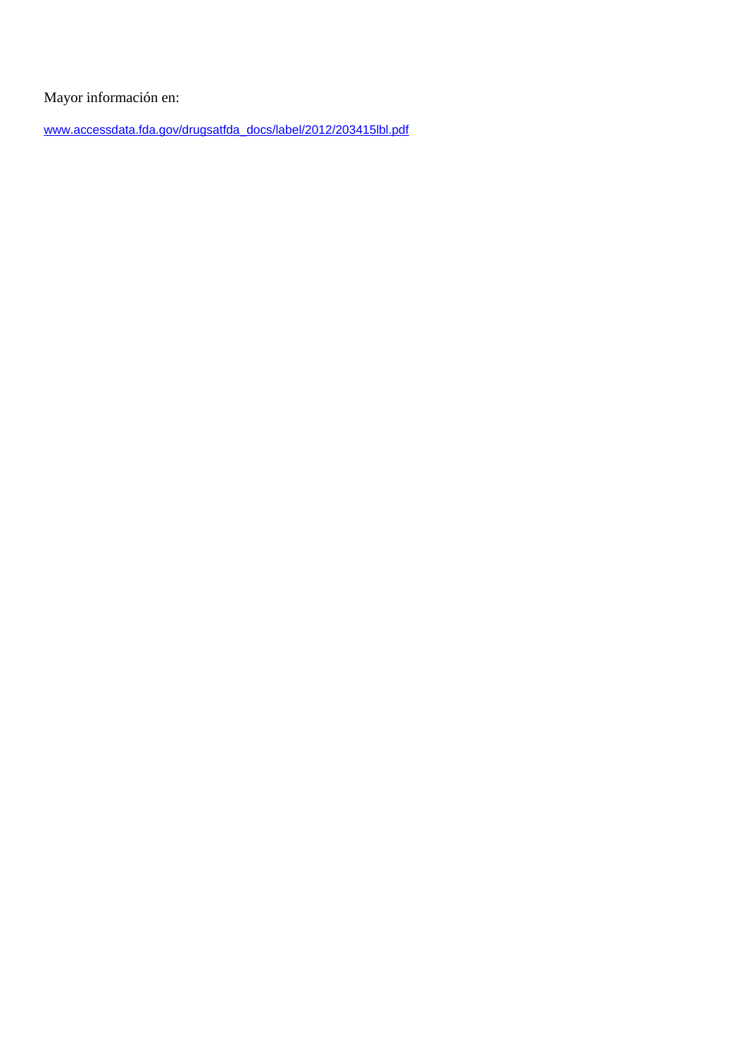Mayor información en:

www.accessdata.fda.gov/drugsatfda_docs/label/2012/203415lbl.pdf